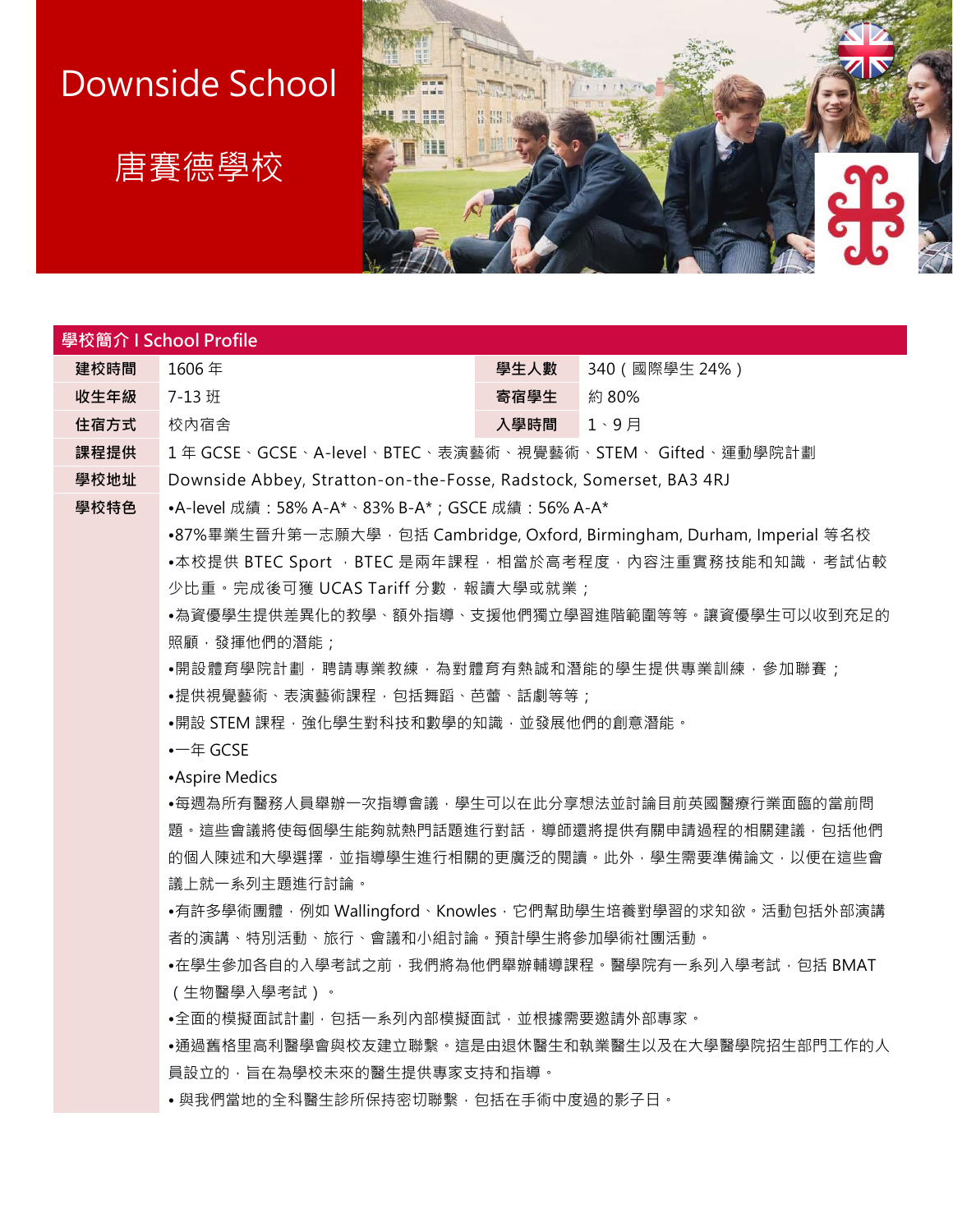# Downside School

# 唐賽德學校

## 學校簡介 I School Profile

| 建校時間 | 1606 年 | 學生人數 | 340（國際學生 24%） |
|---|---|---|---|
| 收生年級 | 7-13 班 | 寄宿學生 | 約 80% |
| 住宿方式 | 校內宿舍 | 入學時間 | 1、9 月 |
| 課程提供 | 1 年 GCSE、GCSE、A-level、BTEC、表演藝術、視覺藝術、STEM、 Gifted、運動學院計劃 | | |
| 學校地址 | Downside Abbey, Stratton-on-the-Fosse, Radstock, Somerset, BA3 4RJ | | |

**學校特色**

- •A-level 成績：58% A-A*、83% B-A*；GSCE 成績：56% A-A*
- •87%畢業生晉升第一志願大學，包括 Cambridge, Oxford, Birmingham, Durham, Imperial 等名校
- •本校提供 BTEC Sport ，BTEC 是兩年課程，相當於高考程度，內容注重實務技能和知識，考試佔較少比重。完成後可獲 UCAS Tariff 分數，報讀大學或就業；
- •為資優學生提供差異化的教學、額外指導、支援他們獨立學習進階範圍等等。讓資優學生可以收到充足的照顧，發揮他們的潛能；
- •開設體育學院計劃，聘請專業教練，為對體育有熱誠和潛能的學生提供專業訓練，參加聯賽；
- •提供視覺藝術、表演藝術課程，包括舞蹈、芭蕾、話劇等等；
- •開設 STEM 課程，強化學生對科技和數學的知識，並發展他們的創意潛能。
- •一年 GCSE
- •Aspire Medics
- •每週為所有醫務人員舉辦一次指導會議，學生可以在此分享想法並討論目前英國醫療行業面臨的當前問題。這些會議將使每個學生能夠就熱門話題進行對話，導師還將提供有關申請過程的相關建議，包括他們的個人陳述和大學選擇，並指導學生進行相關的更廣泛的閱讀。此外，學生需要準備論文，以便在這些會議上就一系列主題進行討論。
- •有許多學術團體，例如 Wallingford、Knowles，它們幫助學生培養對學習的求知欲。活動包括外部演講者的演講、特別活動、旅行、會議和小組討論。預計學生將參加學術社團活動。
- •在學生參加各自的入學考試之前，我們將為他們舉辦輔導課程。醫學院有一系列入學考試，包括 BMAT（生物醫學入學考試）。
- •全面的模擬面試計劃，包括一系列內部模擬面試，並根據需要邀請外部專家。
- •通過舊格里高利醫學會與校友建立聯繫。這是由退休醫生和執業醫生以及在大學醫學院招生部門工作的人員設立的，旨在為學校未來的醫生提供專家支持和指導。
- • 與我們當地的全科醫生診所保持密切聯繫，包括在手術中度過的影子日。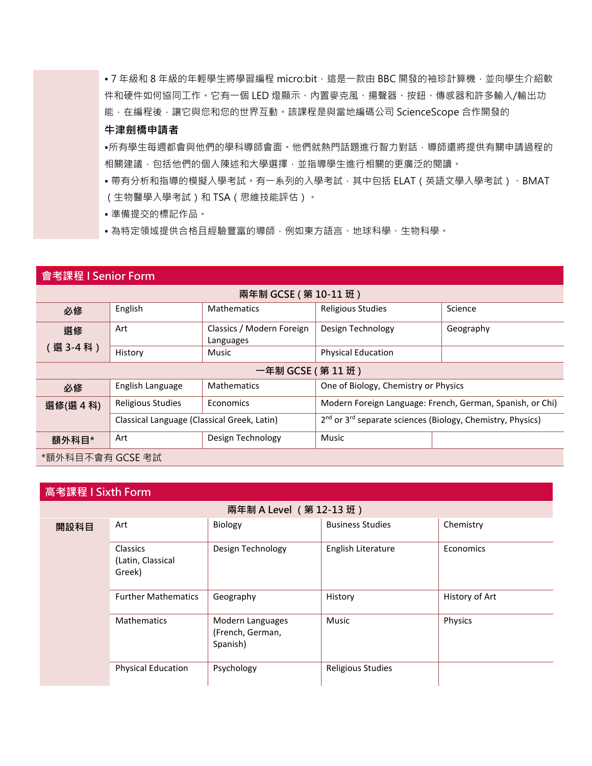• 7 年級和 8 年級的年輕學生將學習編程 micro:bit，這是一款由 BBC 開發的袖珍計算機，並向學生介紹軟件和硬件如何協同工作。它有一個 LED 燈顯示、內置麥克風、揚聲器、按鈕、傳感器和許多輸入/輸出功能，在編程後，讓它與您和您的世界互動。該課程是與當地編碼公司 ScienceScope 合作開發的

**牛津劍橋申請者**

•所有學生每週都會與他們的學科導師會面。他們就熱門話題進行智力對話，導師還將提供有關申請過程的相關建議，包括他們的個人陳述和大學選擇，並指導學生進行相關的更廣泛的閱讀。

• 帶有分析和指導的模擬入學考試。有一系列的入學考試，其中包括 ELAT（英語文學入學考試）、BMAT（生物醫學入學考試）和 TSA（思維技能評估）。

• 準備提交的標記作品。

• 為特定領域提供合格且經驗豐富的導師，例如東方語言、地球科學、生物科學。

## 會考課程 I Senior Form

| 兩年制 GCSE（第 10-11 班） | | | | |
|---|---|---|---|---|
| **必修** | English | Mathematics | Religious Studies | Science |
| **選修（選 3-4 科）** | Art | Classics / Modern Foreign Languages | Design Technology | Geography |
| | History | Music | Physical Education | |

| 一年制 GCSE（第 11 班） | | | | |
|---|---|---|---|---|
| **必修** | English Language | Mathematics | One of Biology, Chemistry or Physics | |
| **選修(選 4 科)** | Religious Studies | Economics | Modern Foreign Language: French, German, Spanish, or Chi) | |
| | Classical Language (Classical Greek, Latin) | | 2nd or 3rd separate sciences (Biology, Chemistry, Physics) | |
| **額外科目*** | Art | Design Technology | Music | |

*額外科目不會有 GCSE 考試

## 高考課程 I Sixth Form

| 兩年制 A Level （第 12-13 班） | | | | |
|---|---|---|---|---|
| **開設科目** | Art | Biology | Business Studies | Chemistry |
| | Classics (Latin, Classical Greek) | Design Technology | English Literature | Economics |
| | Further Mathematics | Geography | History | History of Art |
| | Mathematics | Modern Languages (French, German, Spanish) | Music | Physics |
| | Physical Education | Psychology | Religious Studies | |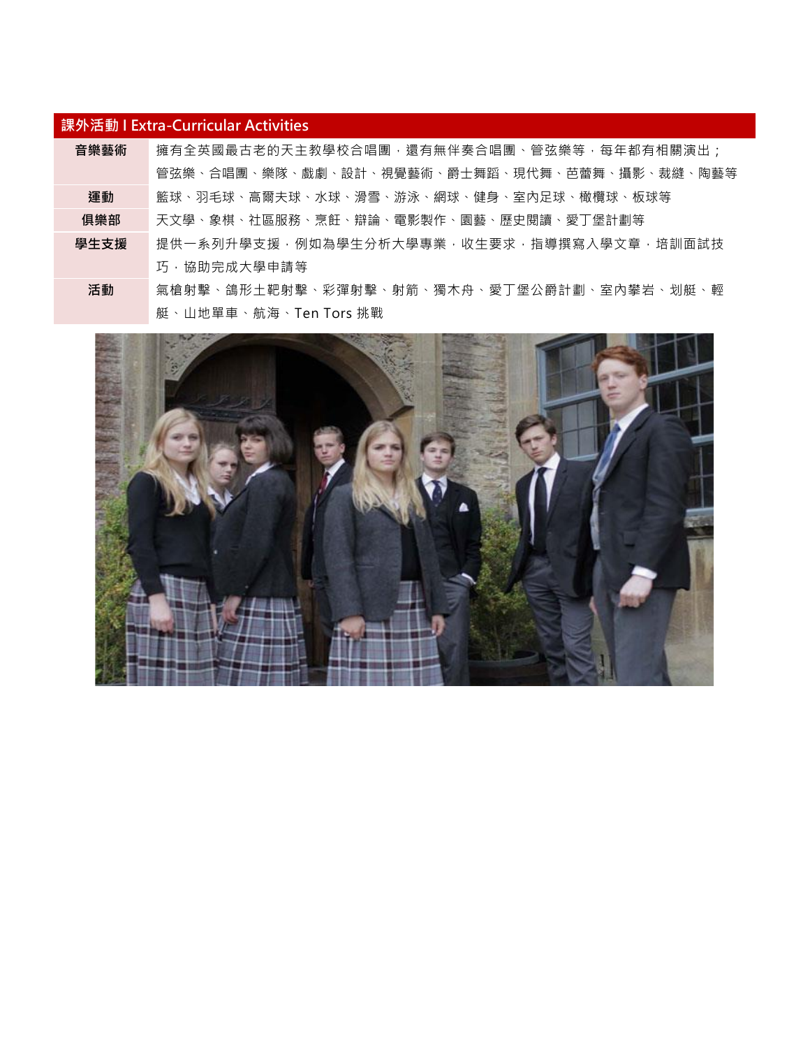## 課外活動 I Extra-Curricular Activities

| | |
|---|---|
| **音樂藝術** | 擁有全英國最古老的天主教學校合唱團，還有無伴奏合唱團、管弦樂等，每年都有相關演出；管弦樂、合唱團、樂隊、戲劇、設計、視覺藝術、爵士舞蹈、現代舞、芭蕾舞、攝影、裁縫、陶藝等 |
| **運動** | 籃球、羽毛球、高爾夫球、水球、滑雪、游泳、網球、健身、室內足球、橄欖球、板球等 |
| **俱樂部** | 天文學、象棋、社區服務、烹飪、辯論、電影製作、園藝、歷史閱讀、愛丁堡計劃等 |
| **學生支援** | 提供一系列升學支援，例如為學生分析大學專業，收生要求，指導撰寫入學文章，培訓面試技巧，協助完成大學申請等 |
| **活動** | 氣槍射擊、鴿形土靶射擊、彩彈射擊、射箭、獨木舟、愛丁堡公爵計劃、室內攀岩、划艇、輕艇、山地單車、航海、Ten Tors 挑戰 |